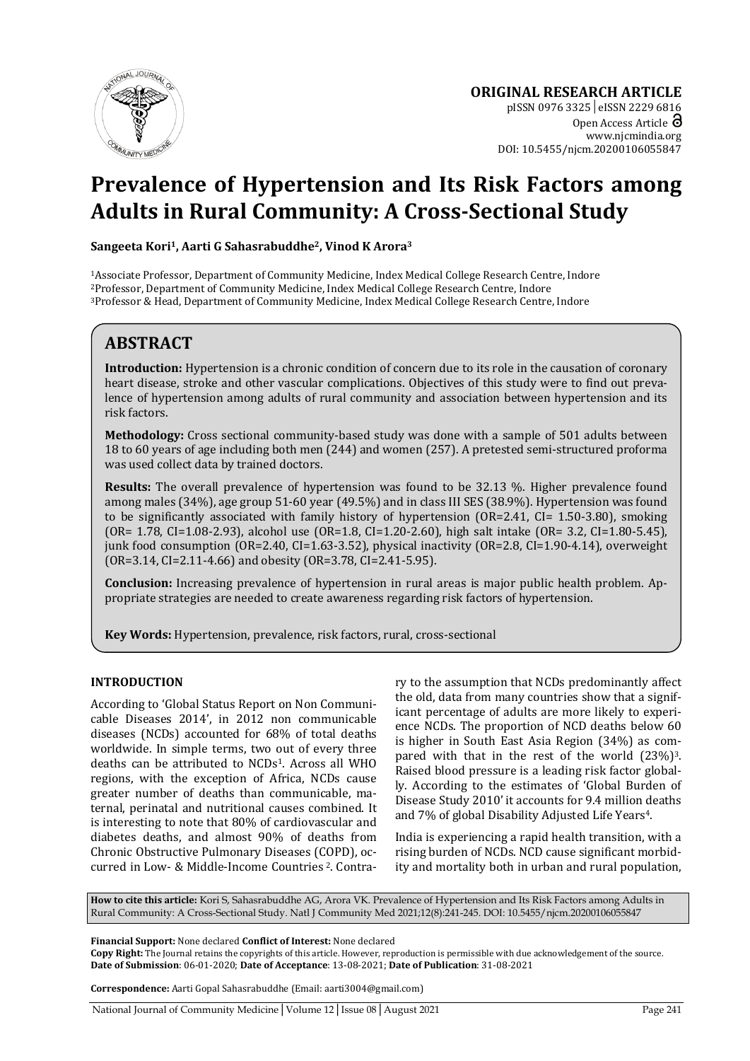**ORIGINAL RESEARCH ARTICLE**

pISSN 0976 3325│eISSN 2229 6816
Open Access Article
www.njcmindia.org
DOI: 10.5455/njcm.20200106055847

# Prevalence of Hypertension and Its Risk Factors among Adults in Rural Community: A Cross-Sectional Study

**Sangeeta Kori[1], Aarti G Sahasrabuddhe[2], Vinod K Arora[3]**

[1]Associate Professor, Department of Community Medicine, Index Medical College Research Centre, Indore
[2]Professor, Department of Community Medicine, Index Medical College Research Centre, Indore
[3]Professor & Head, Department of Community Medicine, Index Medical College Research Centre, Indore

## ABSTRACT

**Introduction:** Hypertension is a chronic condition of concern due to its role in the causation of coronary heart disease, stroke and other vascular complications. Objectives of this study were to find out prevalence of hypertension among adults of rural community and association between hypertension and its risk factors.

**Methodology:** Cross sectional community-based study was done with a sample of 501 adults between 18 to 60 years of age including both men (244) and women (257). A pretested semi-structured proforma was used collect data by trained doctors.

**Results:** The overall prevalence of hypertension was found to be 32.13 %. Higher prevalence found among males (34%), age group 51-60 year (49.5%) and in class III SES (38.9%). Hypertension was found to be significantly associated with family history of hypertension (OR=2.41, CI= 1.50-3.80), smoking (OR= 1.78, CI=1.08-2.93), alcohol use (OR=1.8, CI=1.20-2.60), high salt intake (OR= 3.2, CI=1.80-5.45), junk food consumption (OR=2.40, CI=1.63-3.52), physical inactivity (OR=2.8, CI=1.90-4.14), overweight (OR=3.14, CI=2.11-4.66) and obesity (OR=3.78, CI=2.41-5.95).

**Conclusion:** Increasing prevalence of hypertension in rural areas is major public health problem. Appropriate strategies are needed to create awareness regarding risk factors of hypertension.

**Key Words:** Hypertension, prevalence, risk factors, rural, cross-sectional

## INTRODUCTION

According to 'Global Status Report on Non Communicable Diseases 2014', in 2012 non communicable diseases (NCDs) accounted for 68% of total deaths worldwide. In simple terms, two out of every three deaths can be attributed to NCDs[1]. Across all WHO regions, with the exception of Africa, NCDs cause greater number of deaths than communicable, maternal, perinatal and nutritional causes combined. It is interesting to note that 80% of cardiovascular and diabetes deaths, and almost 90% of deaths from Chronic Obstructive Pulmonary Diseases (COPD), occurred in Low- & Middle-Income Countries [2]. Contrary to the assumption that NCDs predominantly affect the old, data from many countries show that a significant percentage of adults are more likely to experience NCDs. The proportion of NCD deaths below 60 is higher in South East Asia Region (34%) as compared with that in the rest of the world (23%)[3]. Raised blood pressure is a leading risk factor globally. According to the estimates of 'Global Burden of Disease Study 2010' it accounts for 9.4 million deaths and 7% of global Disability Adjusted Life Years[4].

India is experiencing a rapid health transition, with a rising burden of NCDs. NCD cause significant morbidity and mortality both in urban and rural population,

**How to cite this article:** Kori S, Sahasrabuddhe AG, Arora VK. Prevalence of Hypertension and Its Risk Factors among Adults in Rural Community: A Cross-Sectional Study. Natl J Community Med 2021;12(8):241-245. DOI: 10.5455/njcm.20200106055847

**Financial Support:** None declared **Conflict of Interest:** None declared
**Copy Right:** The Journal retains the copyrights of this article. However, reproduction is permissible with due acknowledgement of the source.
**Date of Submission**: 06-01-2020; **Date of Acceptance**: 13-08-2021; **Date of Publication**: 31-08-2021

**Correspondence:** Aarti Gopal Sahasrabuddhe (Email: aarti3004@gmail.com)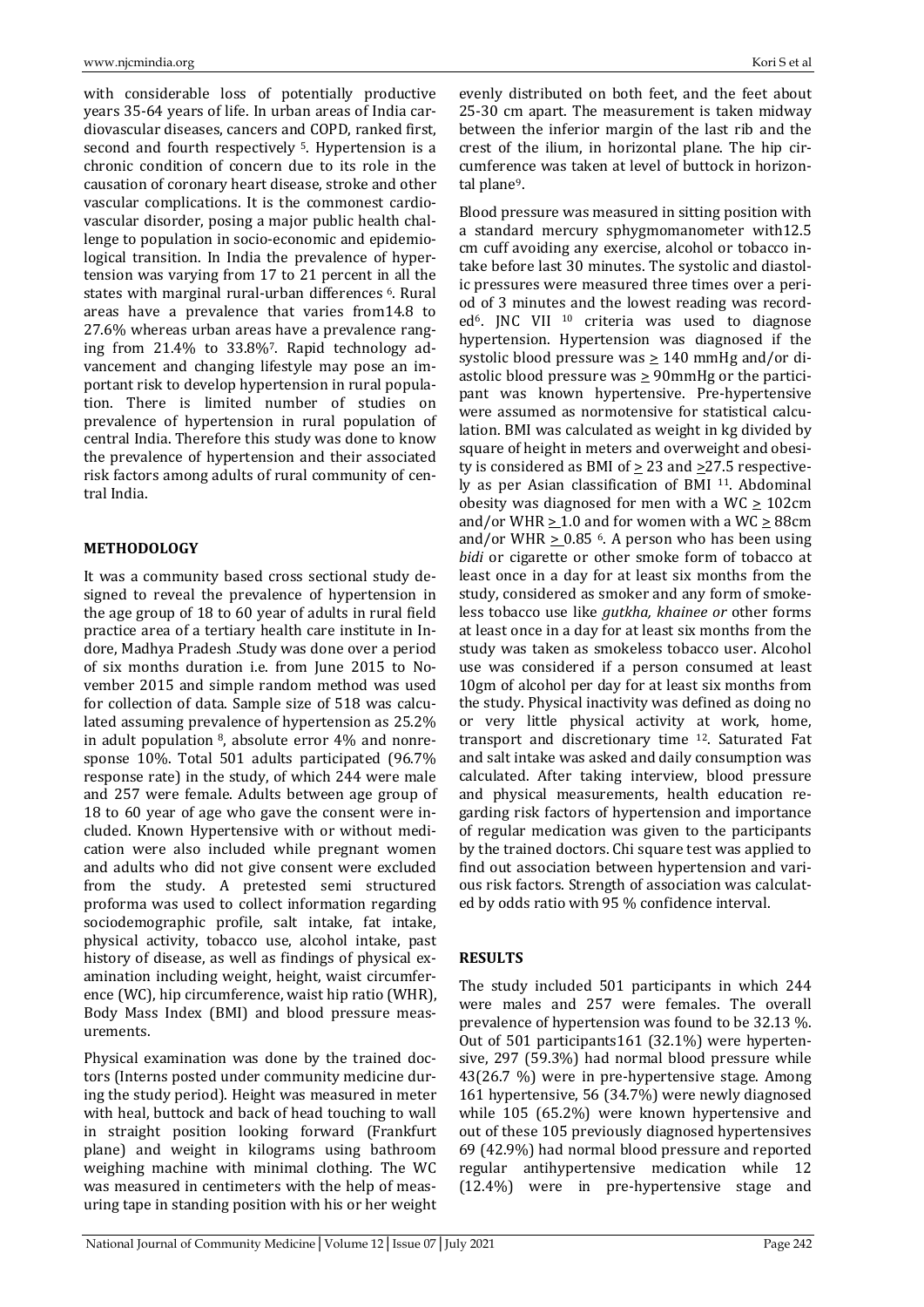with considerable loss of potentially productive years 35-64 years of life. In urban areas of India cardiovascular diseases, cancers and COPD, ranked first, second and fourth respectively [5]. Hypertension is a chronic condition of concern due to its role in the causation of coronary heart disease, stroke and other vascular complications. It is the commonest cardiovascular disorder, posing a major public health challenge to population in socio-economic and epidemiological transition. In India the prevalence of hypertension was varying from 17 to 21 percent in all the states with marginal rural-urban differences [6]. Rural areas have a prevalence that varies from14.8 to 27.6% whereas urban areas have a prevalence ranging from 21.4% to 33.8%[7]. Rapid technology advancement and changing lifestyle may pose an important risk to develop hypertension in rural population. There is limited number of studies on prevalence of hypertension in rural population of central India. Therefore this study was done to know the prevalence of hypertension and their associated risk factors among adults of rural community of central India.

## METHODOLOGY

It was a community based cross sectional study designed to reveal the prevalence of hypertension in the age group of 18 to 60 year of adults in rural field practice area of a tertiary health care institute in Indore, Madhya Pradesh .Study was done over a period of six months duration i.e. from June 2015 to November 2015 and simple random method was used for collection of data. Sample size of 518 was calculated assuming prevalence of hypertension as 25.2% in adult population [8], absolute error 4% and nonresponse 10%. Total 501 adults participated (96.7% response rate) in the study, of which 244 were male and 257 were female. Adults between age group of 18 to 60 year of age who gave the consent were included. Known Hypertensive with or without medication were also included while pregnant women and adults who did not give consent were excluded from the study. A pretested semi structured proforma was used to collect information regarding sociodemographic profile, salt intake, fat intake, physical activity, tobacco use, alcohol intake, past history of disease, as well as findings of physical examination including weight, height, waist circumference (WC), hip circumference, waist hip ratio (WHR), Body Mass Index (BMI) and blood pressure measurements.

Physical examination was done by the trained doctors (Interns posted under community medicine during the study period). Height was measured in meter with heal, buttock and back of head touching to wall in straight position looking forward (Frankfurt plane) and weight in kilograms using bathroom weighing machine with minimal clothing. The WC was measured in centimeters with the help of measuring tape in standing position with his or her weight evenly distributed on both feet, and the feet about 25-30 cm apart. The measurement is taken midway between the inferior margin of the last rib and the crest of the ilium, in horizontal plane. The hip circumference was taken at level of buttock in horizontal plane[9].

Blood pressure was measured in sitting position with a standard mercury sphygmomanometer with12.5 cm cuff avoiding any exercise, alcohol or tobacco intake before last 30 minutes. The systolic and diastolic pressures were measured three times over a period of 3 minutes and the lowest reading was recorded[6]. JNC VII [10] criteria was used to diagnose hypertension. Hypertension was diagnosed if the systolic blood pressure was $\geq$ 140 mmHg and/or diastolic blood pressure was $\geq$ 90mmHg or the participant was known hypertensive. Pre-hypertensive were assumed as normotensive for statistical calculation. BMI was calculated as weight in kg divided by square of height in meters and overweight and obesity is considered as BMI of $\geq$ 23 and $\geq$27.5 respectively as per Asian classification of BMI [11]. Abdominal obesity was diagnosed for men with a WC $\geq$ 102cm and/or WHR $\geq$ 1.0 and for women with a WC $\geq$ 88cm and/or WHR $\geq$ 0.85 [6]. A person who has been using *bidi* or cigarette or other smoke form of tobacco at least once in a day for at least six months from the study, considered as smoker and any form of smokeless tobacco use like *gutkha, khainee or* other forms at least once in a day for at least six months from the study was taken as smokeless tobacco user. Alcohol use was considered if a person consumed at least 10gm of alcohol per day for at least six months from the study. Physical inactivity was defined as doing no or very little physical activity at work, home, transport and discretionary time [12]. Saturated Fat and salt intake was asked and daily consumption was calculated. After taking interview, blood pressure and physical measurements, health education regarding risk factors of hypertension and importance of regular medication was given to the participants by the trained doctors. Chi square test was applied to find out association between hypertension and various risk factors. Strength of association was calculated by odds ratio with 95 % confidence interval.

## RESULTS

The study included 501 participants in which 244 were males and 257 were females. The overall prevalence of hypertension was found to be 32.13 %. Out of 501 participants161 (32.1%) were hypertensive, 297 (59.3%) had normal blood pressure while 43(26.7 %) were in pre-hypertensive stage. Among 161 hypertensive, 56 (34.7%) were newly diagnosed while 105 (65.2%) were known hypertensive and out of these 105 previously diagnosed hypertensives 69 (42.9%) had normal blood pressure and reported regular antihypertensive medication while 12 (12.4%) were in pre-hypertensive stage and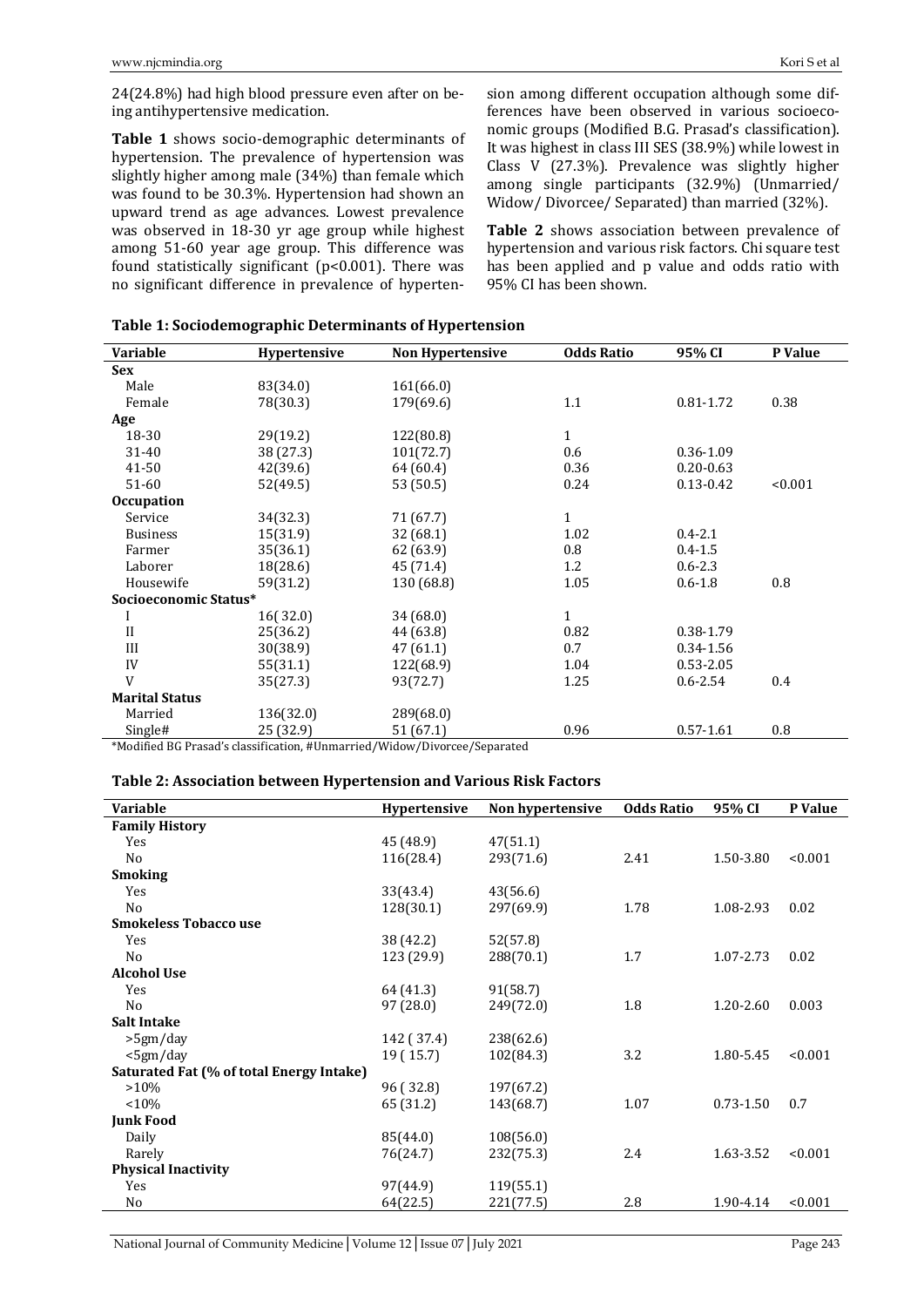24(24.8%) had high blood pressure even after on being antihypertensive medication.

**Table 1** shows socio-demographic determinants of hypertension. The prevalence of hypertension was slightly higher among male (34%) than female which was found to be 30.3%. Hypertension had shown an upward trend as age advances. Lowest prevalence was observed in 18-30 yr age group while highest among 51-60 year age group. This difference was found statistically significant (p<0.001). There was no significant difference in prevalence of hypertension among different occupation although some differences have been observed in various socioeconomic groups (Modified B.G. Prasad's classification). It was highest in class III SES (38.9%) while lowest in Class V (27.3%). Prevalence was slightly higher among single participants (32.9%) (Unmarried/ Widow/ Divorcee/ Separated) than married (32%).

**Table 2** shows association between prevalence of hypertension and various risk factors. Chi square test has been applied and p value and odds ratio with 95% CI has been shown.

**Table 1: Sociodemographic Determinants of Hypertension**

| Variable | Hypertensive | Non Hypertensive | Odds Ratio | 95% CI | P Value |
|---|---|---|---|---|---|
| **Sex** | | | | | |
| Male | 83(34.0) | 161(66.0) | | | |
| Female | 78(30.3) | 179(69.6) | 1.1 | 0.81-1.72 | 0.38 |
| **Age** | | | | | |
| 18-30 | 29(19.2) | 122(80.8) | 1 | | |
| 31-40 | 38 (27.3) | 101(72.7) | 0.6 | 0.36-1.09 | |
| 41-50 | 42(39.6) | 64 (60.4) | 0.36 | 0.20-0.63 | |
| 51-60 | 52(49.5) | 53 (50.5) | 0.24 | 0.13-0.42 | <0.001 |
| **Occupation** | | | | | |
| Service | 34(32.3) | 71 (67.7) | 1 | | |
| Business | 15(31.9) | 32 (68.1) | 1.02 | 0.4-2.1 | |
| Farmer | 35(36.1) | 62 (63.9) | 0.8 | 0.4-1.5 | |
| Laborer | 18(28.6) | 45 (71.4) | 1.2 | 0.6-2.3 | |
| Housewife | 59(31.2) | 130 (68.8) | 1.05 | 0.6-1.8 | 0.8 |
| **Socioeconomic Status*** | | | | | |
| I | 16( 32.0) | 34 (68.0) | 1 | | |
| II | 25(36.2) | 44 (63.8) | 0.82 | 0.38-1.79 | |
| III | 30(38.9) | 47 (61.1) | 0.7 | 0.34-1.56 | |
| IV | 55(31.1) | 122(68.9) | 1.04 | 0.53-2.05 | |
| V | 35(27.3) | 93(72.7) | 1.25 | 0.6-2.54 | 0.4 |
| **Marital Status** | | | | | |
| Married | 136(32.0) | 289(68.0) | | | |
| Single# | 25 (32.9) | 51 (67.1) | 0.96 | 0.57-1.61 | 0.8 |

*Modified BG Prasad's classification, #Unmarried/Widow/Divorcee/Separated

**Table 2: Association between Hypertension and Various Risk Factors**

| Variable | Hypertensive | Non hypertensive | Odds Ratio | 95% CI | P Value |
|---|---|---|---|---|---|
| **Family History** | | | | | |
| Yes | 45 (48.9) | 47(51.1) | | | |
| No | 116(28.4) | 293(71.6) | 2.41 | 1.50-3.80 | <0.001 |
| **Smoking** | | | | | |
| Yes | 33(43.4) | 43(56.6) | | | |
| No | 128(30.1) | 297(69.9) | 1.78 | 1.08-2.93 | 0.02 |
| **Smokeless Tobacco use** | | | | | |
| Yes | 38 (42.2) | 52(57.8) | | | |
| No | 123 (29.9) | 288(70.1) | 1.7 | 1.07-2.73 | 0.02 |
| **Alcohol Use** | | | | | |
| Yes | 64 (41.3) | 91(58.7) | | | |
| No | 97 (28.0) | 249(72.0) | 1.8 | 1.20-2.60 | 0.003 |
| **Salt Intake** | | | | | |
| >5gm/day | 142 ( 37.4) | 238(62.6) | | | |
| <5gm/day | 19 ( 15.7) | 102(84.3) | 3.2 | 1.80-5.45 | <0.001 |
| **Saturated Fat (% of total Energy Intake)** | | | | | |
| >10% | 96 ( 32.8) | 197(67.2) | | | |
| <10% | 65 (31.2) | 143(68.7) | 1.07 | 0.73-1.50 | 0.7 |
| **Junk Food** | | | | | |
| Daily | 85(44.0) | 108(56.0) | | | |
| Rarely | 76(24.7) | 232(75.3) | 2.4 | 1.63-3.52 | <0.001 |
| **Physical Inactivity** | | | | | |
| Yes | 97(44.9) | 119(55.1) | | | |
| No | 64(22.5) | 221(77.5) | 2.8 | 1.90-4.14 | <0.001 |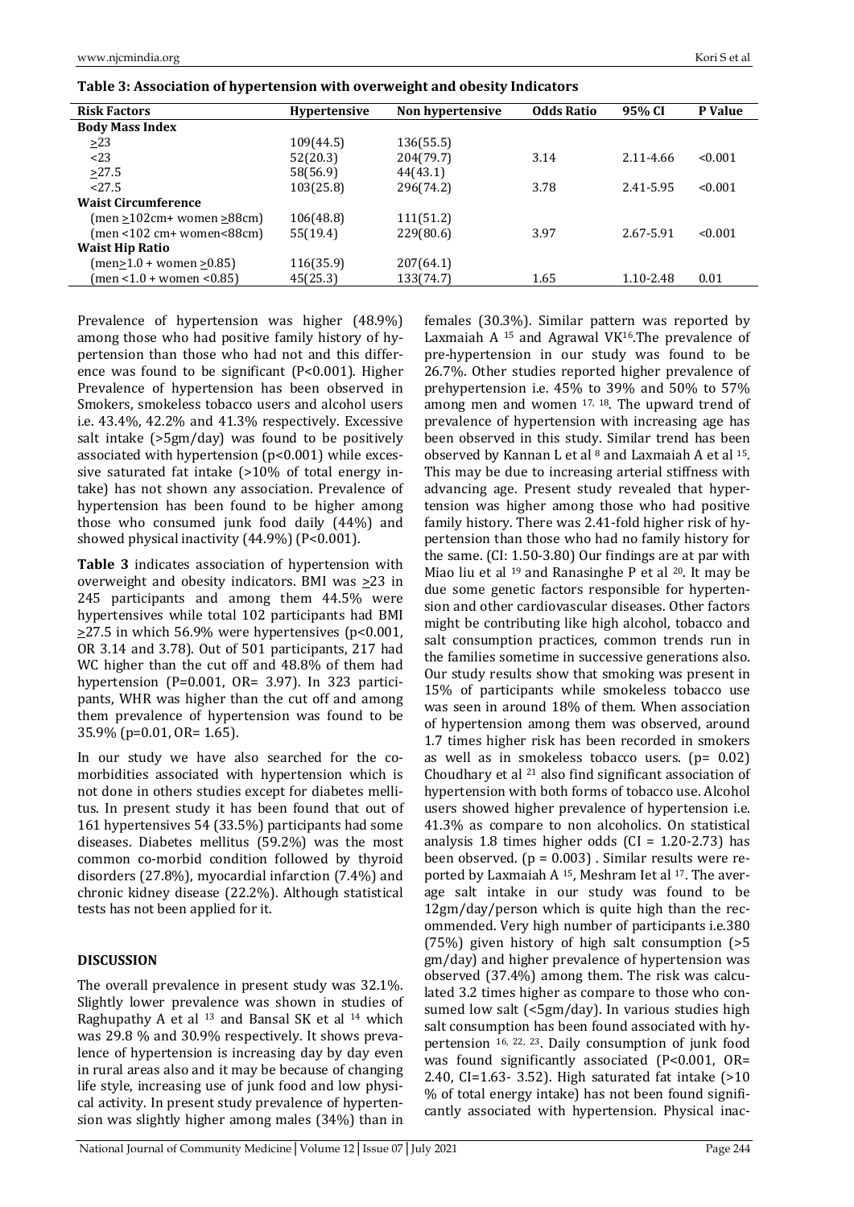**Table 3: Association of hypertension with overweight and obesity Indicators**

| Risk Factors | Hypertensive | Non hypertensive | Odds Ratio | 95% CI | P Value |
|---|---|---|---|---|---|
| **Body Mass Index** | | | | | |
| ≥23 | 109(44.5) | 136(55.5) | | | |
| <23 | 52(20.3) | 204(79.7) | 3.14 | 2.11-4.66 | <0.001 |
| ≥27.5 | 58(56.9) | 44(43.1) | | | |
| <27.5 | 103(25.8) | 296(74.2) | 3.78 | 2.41-5.95 | <0.001 |
| **Waist Circumference** | | | | | |
| (men ≥102cm+ women ≥88cm) | 106(48.8) | 111(51.2) | | | |
| (men <102 cm+ women<88cm) | 55(19.4) | 229(80.6) | 3.97 | 2.67-5.91 | <0.001 |
| **Waist Hip Ratio** | | | | | |
| (men≥1.0 + women ≥0.85) | 116(35.9) | 207(64.1) | | | |
| (men <1.0 + women <0.85) | 45(25.3) | 133(74.7) | 1.65 | 1.10-2.48 | 0.01 |

Prevalence of hypertension was higher (48.9%) among those who had positive family history of hypertension than those who had not and this difference was found to be significant (P<0.001). Higher Prevalence of hypertension has been observed in Smokers, smokeless tobacco users and alcohol users i.e. 43.4%, 42.2% and 41.3% respectively. Excessive salt intake (>5gm/day) was found to be positively associated with hypertension (p<0.001) while excessive saturated fat intake (>10% of total energy intake) has not shown any association. Prevalence of hypertension has been found to be higher among those who consumed junk food daily (44%) and showed physical inactivity (44.9%) (P<0.001).

**Table 3** indicates association of hypertension with overweight and obesity indicators. BMI was ≥23 in 245 participants and among them 44.5% were hypertensives while total 102 participants had BMI ≥27.5 in which 56.9% were hypertensives (p<0.001, OR 3.14 and 3.78). Out of 501 participants, 217 had WC higher than the cut off and 48.8% of them had hypertension (P=0.001, OR= 3.97). In 323 participants, WHR was higher than the cut off and among them prevalence of hypertension was found to be 35.9% (p=0.01, OR= 1.65).

In our study we have also searched for the co-morbidities associated with hypertension which is not done in others studies except for diabetes mellitus. In present study it has been found that out of 161 hypertensives 54 (33.5%) participants had some diseases. Diabetes mellitus (59.2%) was the most common co-morbid condition followed by thyroid disorders (27.8%), myocardial infarction (7.4%) and chronic kidney disease (22.2%). Although statistical tests has not been applied for it.

## DISCUSSION

The overall prevalence in present study was 32.1%. Slightly lower prevalence was shown in studies of Raghupathy A et al [13] and Bansal SK et al [14] which was 29.8 % and 30.9% respectively. It shows prevalence of hypertension is increasing day by day even in rural areas also and it may be because of changing life style, increasing use of junk food and low physical activity. In present study prevalence of hypertension was slightly higher among males (34%) than in females (30.3%). Similar pattern was reported by Laxmaiah A [15] and Agrawal VK[16].The prevalence of pre-hypertension in our study was found to be 26.7%. Other studies reported higher prevalence of prehypertension i.e. 45% to 39% and 50% to 57% among men and women [17, 18]. The upward trend of prevalence of hypertension with increasing age has been observed in this study. Similar trend has been observed by Kannan L et al [8] and Laxmaiah A et al [15]. This may be due to increasing arterial stiffness with advancing age. Present study revealed that hypertension was higher among those who had positive family history. There was 2.41-fold higher risk of hypertension than those who had no family history for the same. (CI: 1.50-3.80) Our findings are at par with Miao liu et al [19] and Ranasinghe P et al [20]. It may be due some genetic factors responsible for hypertension and other cardiovascular diseases. Other factors might be contributing like high alcohol, tobacco and salt consumption practices, common trends run in the families sometime in successive generations also. Our study results show that smoking was present in 15% of participants while smokeless tobacco use was seen in around 18% of them. When association of hypertension among them was observed, around 1.7 times higher risk has been recorded in smokers as well as in smokeless tobacco users. (p= 0.02) Choudhary et al [21] also find significant association of hypertension with both forms of tobacco use. Alcohol users showed higher prevalence of hypertension i.e. 41.3% as compare to non alcoholics. On statistical analysis 1.8 times higher odds (CI = 1.20-2.73) has been observed. (p = 0.003) . Similar results were reported by Laxmaiah A [15], Meshram Iet al [17]. The average salt intake in our study was found to be 12gm/day/person which is quite high than the recommended. Very high number of participants i.e.380 (75%) given history of high salt consumption (>5 gm/day) and higher prevalence of hypertension was observed (37.4%) among them. The risk was calculated 3.2 times higher as compare to those who consumed low salt (<5gm/day). In various studies high salt consumption has been found associated with hypertension [16, 22, 23]. Daily consumption of junk food was found significantly associated (P<0.001, OR= 2.40, CI=1.63- 3.52). High saturated fat intake (>10 % of total energy intake) has not been found significantly associated with hypertension. Physical inac-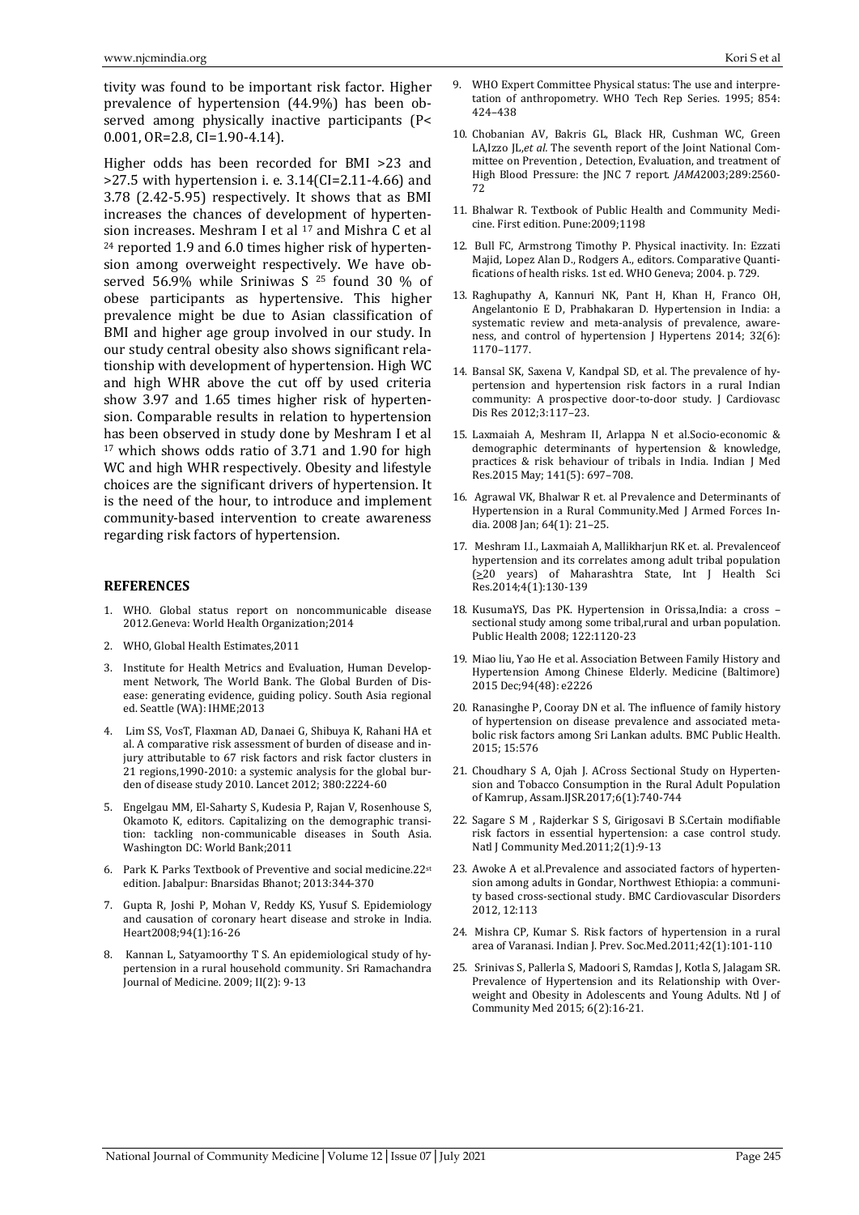tivity was found to be important risk factor. Higher prevalence of hypertension (44.9%) has been observed among physically inactive participants ($P< 0.001$, OR=2.8, CI=1.90-4.14).

Higher odds has been recorded for BMI >23 and >27.5 with hypertension i. e. 3.14(CI=2.11-4.66) and 3.78 (2.42-5.95) respectively. It shows that as BMI increases the chances of development of hypertension increases. Meshram I et al [17] and Mishra C et al [24] reported 1.9 and 6.0 times higher risk of hypertension among overweight respectively. We have observed 56.9% while Sriniwas S [25] found 30 % of obese participants as hypertensive. This higher prevalence might be due to Asian classification of BMI and higher age group involved in our study. In our study central obesity also shows significant relationship with development of hypertension. High WC and high WHR above the cut off by used criteria show 3.97 and 1.65 times higher risk of hypertension. Comparable results in relation to hypertension has been observed in study done by Meshram I et al [17] which shows odds ratio of 3.71 and 1.90 for high WC and high WHR respectively. Obesity and lifestyle choices are the significant drivers of hypertension. It is the need of the hour, to introduce and implement community-based intervention to create awareness regarding risk factors of hypertension.

## REFERENCES

1. WHO. Global status report on noncommunicable disease 2012.Geneva: World Health Organization;2014
2. WHO, Global Health Estimates,2011
3. Institute for Health Metrics and Evaluation, Human Development Network, The World Bank. The Global Burden of Disease: generating evidence, guiding policy. South Asia regional ed. Seattle (WA): IHME;2013
4. Lim SS, VosT, Flaxman AD, Danaei G, Shibuya K, Rahani HA et al. A comparative risk assessment of burden of disease and injury attributable to 67 risk factors and risk factor clusters in 21 regions,1990-2010: a systemic analysis for the global burden of disease study 2010. Lancet 2012; 380:2224-60
5. Engelgau MM, El-Saharty S, Kudesia P, Rajan V, Rosenhouse S, Okamoto K, editors. Capitalizing on the demographic transition: tackling non-communicable diseases in South Asia. Washington DC: World Bank;2011
6. Park K. Parks Textbook of Preventive and social medicine.22st edition. Jabalpur: Bnarsidas Bhanot; 2013:344-370
7. Gupta R, Joshi P, Mohan V, Reddy KS, Yusuf S. Epidemiology and causation of coronary heart disease and stroke in India. Heart2008;94(1):16-26
8. Kannan L, Satyamoorthy T S. An epidemiological study of hypertension in a rural household community. Sri Ramachandra Journal of Medicine. 2009; II(2): 9-13
9. WHO Expert Committee Physical status: The use and interpretation of anthropometry. WHO Tech Rep Series. 1995; 854: 424–438
10. Chobanian AV, Bakris GL, Black HR, Cushman WC, Green LA,Izzo JL,*et al*. The seventh report of the Joint National Committee on Prevention , Detection, Evaluation, and treatment of High Blood Pressure: the JNC 7 report. *JAMA*2003;289:2560-72
11. Bhalwar R. Textbook of Public Health and Community Medicine. First edition. Pune:2009;1198
12. Bull FC, Armstrong Timothy P. Physical inactivity. In: Ezzati Majid, Lopez Alan D., Rodgers A., editors. Comparative Quantifications of health risks. 1st ed. WHO Geneva; 2004. p. 729.
13. Raghupathy A, Kannuri NK, Pant H, Khan H, Franco OH, Angelantonio E D, Prabhakaran D. Hypertension in India: a systematic review and meta-analysis of prevalence, awareness, and control of hypertension J Hypertens 2014; 32(6): 1170–1177.
14. Bansal SK, Saxena V, Kandpal SD, et al. The prevalence of hypertension and hypertension risk factors in a rural Indian community: A prospective door-to-door study. J Cardiovasc Dis Res 2012;3:117–23.
15. Laxmaiah A, Meshram II, Arlappa N et al.Socio-economic & demographic determinants of hypertension & knowledge, practices & risk behaviour of tribals in India. Indian J Med Res.2015 May; 141(5): 697–708.
16. Agrawal VK, Bhalwar R et. al Prevalence and Determinants of Hypertension in a Rural Community.Med J Armed Forces India. 2008 Jan; 64(1): 21–25.
17. Meshram I.I., Laxmaiah A, Mallikharjun RK et. al. Prevalenceof hypertension and its correlates among adult tribal population (≥20 years) of Maharashtra State, Int J Health Sci Res.2014;4(1):130-139
18. KusumaYS, Das PK. Hypertension in Orissa,India: a cross – sectional study among some tribal,rural and urban population. Public Health 2008; 122:1120-23
19. Miao liu, Yao He et al. Association Between Family History and Hypertension Among Chinese Elderly. Medicine (Baltimore) 2015 Dec;94(48): e2226
20. Ranasinghe P, Cooray DN et al. The influence of family history of hypertension on disease prevalence and associated metabolic risk factors among Sri Lankan adults. BMC Public Health. 2015; 15:576
21. Choudhary S A, Ojah J. ACross Sectional Study on Hypertension and Tobacco Consumption in the Rural Adult Population of Kamrup, Assam.IJSR.2017;6(1):740-744
22. Sagare S M , Rajderkar S S, Girigosavi B S.Certain modifiable risk factors in essential hypertension: a case control study. Natl J Community Med.2011;2(1):9-13
23. Awoke A et al.Prevalence and associated factors of hypertension among adults in Gondar, Northwest Ethiopia: a community based cross-sectional study. BMC Cardiovascular Disorders 2012, 12:113
24. Mishra CP, Kumar S. Risk factors of hypertension in a rural area of Varanasi. Indian J. Prev. Soc.Med.2011;42(1):101-110
25. Srinivas S, Pallerla S, Madoori S, Ramdas J, Kotla S, Jalagam SR. Prevalence of Hypertension and its Relationship with Overweight and Obesity in Adolescents and Young Adults. Ntl J of Community Med 2015; 6(2):16-21.